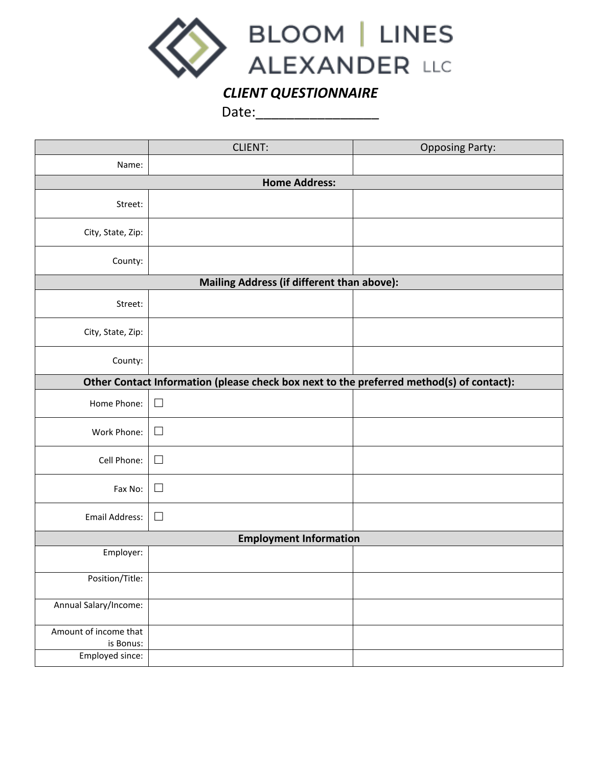# BLOOM | LINES ALEXANDER LLC

## *CLIENT QUESTIONNAIRE*

Date:_______________

| | CLIENT: | Opposing Party: |
|---|---|---|
| Name: | | |
| **Home Address:** | | |
| Street: | | |
| City, State, Zip: | | |
| County: | | |
| **Mailing Address (if different than above):** | | |
| Street: | | |
| City, State, Zip: | | |
| County: | | |
| **Other Contact Information (please check box next to the preferred method(s) of contact):** | | |
| Home Phone: | ☐ | |
| Work Phone: | ☐ | |
| Cell Phone: | ☐ | |
| Fax No: | ☐ | |
| Email Address: | ☐ | |
| **Employment Information** | | |
| Employer: | | |
| Position/Title: | | |
| Annual Salary/Income: | | |
| Amount of income that is Bonus: | | |
| Employed since: | | |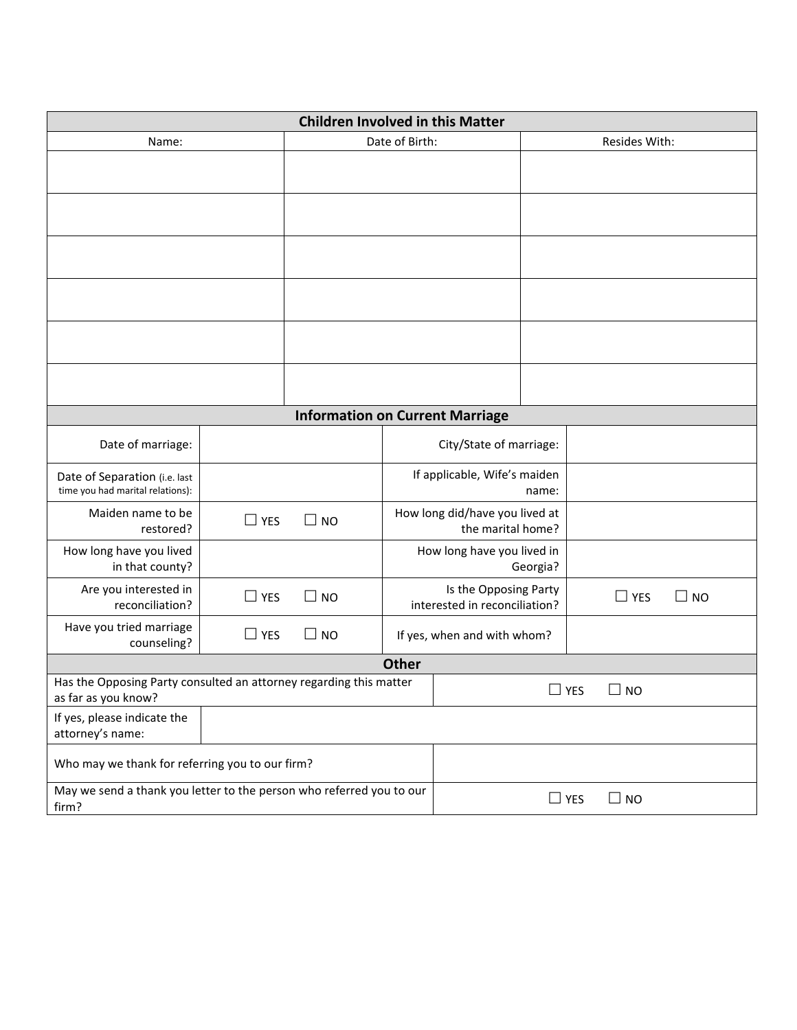| Children Involved in this Matter | | |
|---|---|---|
| Name: | Date of Birth: | Resides With: |
| | | |
| | | |
| | | |
| | | |
| | | |
| | | |

| Information on Current Marriage | | | |
|---|---|---|---|
| Date of marriage: | | City/State of marriage: | |
| Date of Separation (i.e. last time you had marital relations): | | If applicable, Wife's maiden name: | |
| Maiden name to be restored? | ☐ YES ☐ NO | How long did/have you lived at the marital home? | |
| How long have you lived in that county? | | How long have you lived in Georgia? | |
| Are you interested in reconciliation? | ☐ YES ☐ NO | Is the Opposing Party interested in reconciliation? | ☐ YES ☐ NO |
| Have you tried marriage counseling? | ☐ YES ☐ NO | If yes, when and with whom? | |

| Other | |
|---|---|
| Has the Opposing Party consulted an attorney regarding this matter as far as you know? | ☐ YES ☐ NO |
| If yes, please indicate the attorney's name: | |
| Who may we thank for referring you to our firm? | |
| May we send a thank you letter to the person who referred you to our firm? | ☐ YES ☐ NO |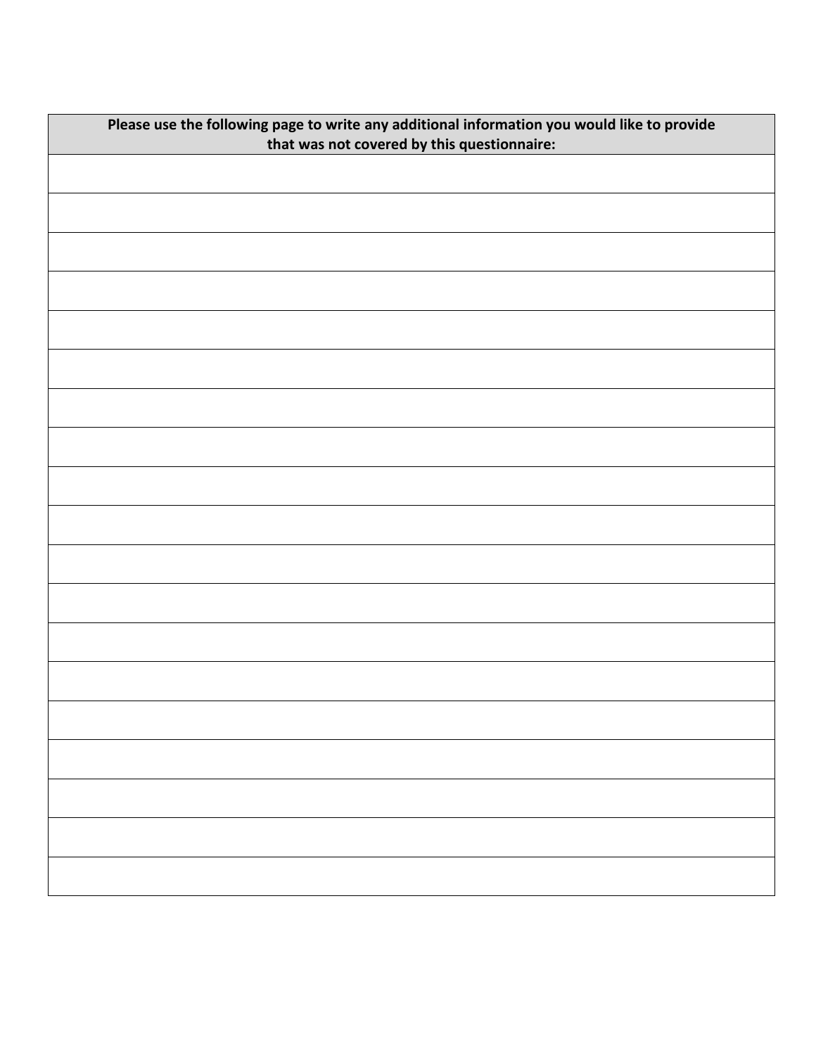| Please use the following page to write any additional information you would like to provide that was not covered by this questionnaire: |
| --- |
| |
| |
| |
| |
| |
| |
| |
| |
| |
| |
| |
| |
| |
| |
| |
| |
| |
| |
| |